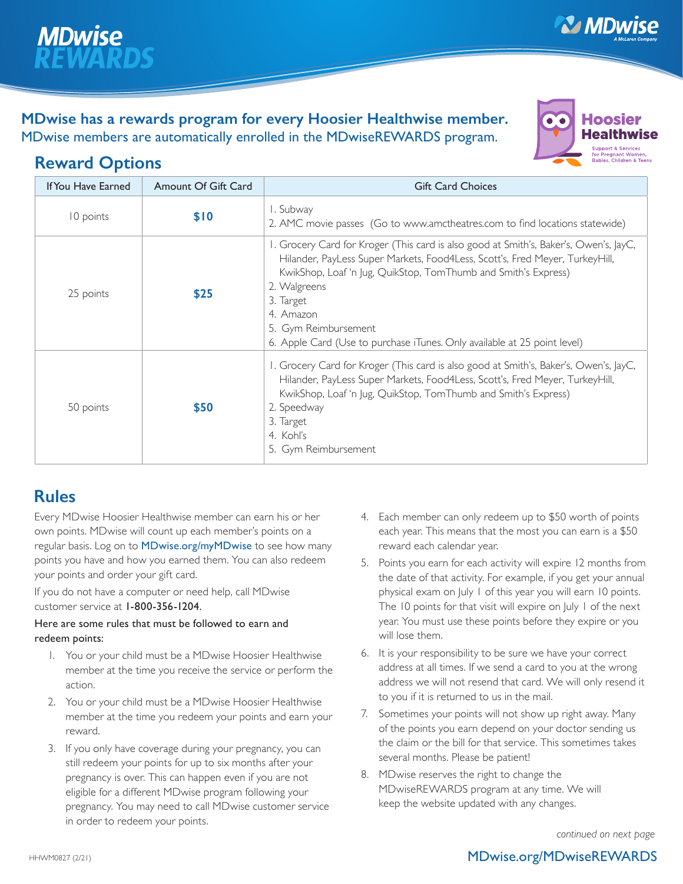# MDwise REWARDS

**MDwise has a rewards program for every Hoosier Healthwise member.**
MDwise members are automatically enrolled in the MDwiseREWARDS program.

## Reward Options

| If You Have Earned | Amount Of Gift Card | Gift Card Choices |
| --- | --- | --- |
| 10 points | **$10** | 1. Subway<br>2. AMC movie passes (Go to www.amctheatres.com to find locations statewide) |
| 25 points | **$25** | 1. Grocery Card for Kroger (This card is also good at Smith's, Baker's, Owen's, JayC, Hilander, PayLess Super Markets, Food4Less, Scott's, Fred Meyer, TurkeyHill, KwikShop, Loaf 'n Jug, QuikStop, TomThumb and Smith's Express)<br>2. Walgreens<br>3. Target<br>4. Amazon<br>5. Gym Reimbursement<br>6. Apple Card (Use to purchase iTunes. Only available at 25 point level) |
| 50 points | **$50** | 1. Grocery Card for Kroger (This card is also good at Smith's, Baker's, Owen's, JayC, Hilander, PayLess Super Markets, Food4Less, Scott's, Fred Meyer, TurkeyHill, KwikShop, Loaf 'n Jug, QuikStop, TomThumb and Smith's Express)<br>2. Speedway<br>3. Target<br>4. Kohl's<br>5. Gym Reimbursement |

## Rules

Every MDwise Hoosier Healthwise member can earn his or her own points. MDwise will count up each member's points on a regular basis. Log on to MDwise.org/myMDwise to see how many points you have and how you earned them. You can also redeem your points and order your gift card.

If you do not have a computer or need help, call MDwise customer service at **1-800-356-1204**.

**Here are some rules that must be followed to earn and redeem points:**

1. You or your child must be a MDwise Hoosier Healthwise member at the time you receive the service or perform the action.
2. You or your child must be a MDwise Hoosier Healthwise member at the time you redeem your points and earn your reward.
3. If you only have coverage during your pregnancy, you can still redeem your points for up to six months after your pregnancy is over. This can happen even if you are not eligible for a different MDwise program following your pregnancy. You may need to call MDwise customer service in order to redeem your points.
4. Each member can only redeem up to $50 worth of points each year. This means the most you can earn is a $50 reward each calendar year.
5. Points you earn for each activity will expire 12 months from the date of that activity. For example, if you get your annual physical exam on July 1 of this year you will earn 10 points. The 10 points for that visit will expire on July 1 of the next year. You must use these points before they expire or you will lose them.
6. It is your responsibility to be sure we have your correct address at all times. If we send a card to you at the wrong address we will not resend that card. We will only resend it to you if it is returned to us in the mail.
7. Sometimes your points will not show up right away. Many of the points you earn depend on your doctor sending us the claim or the bill for that service. This sometimes takes several months. Please be patient!
8. MDwise reserves the right to change the MDwiseREWARDS program at any time. We will keep the website updated with any changes.

*continued on next page*

HHWM0827 (2/21)

MDwise.org/MDwiseREWARDS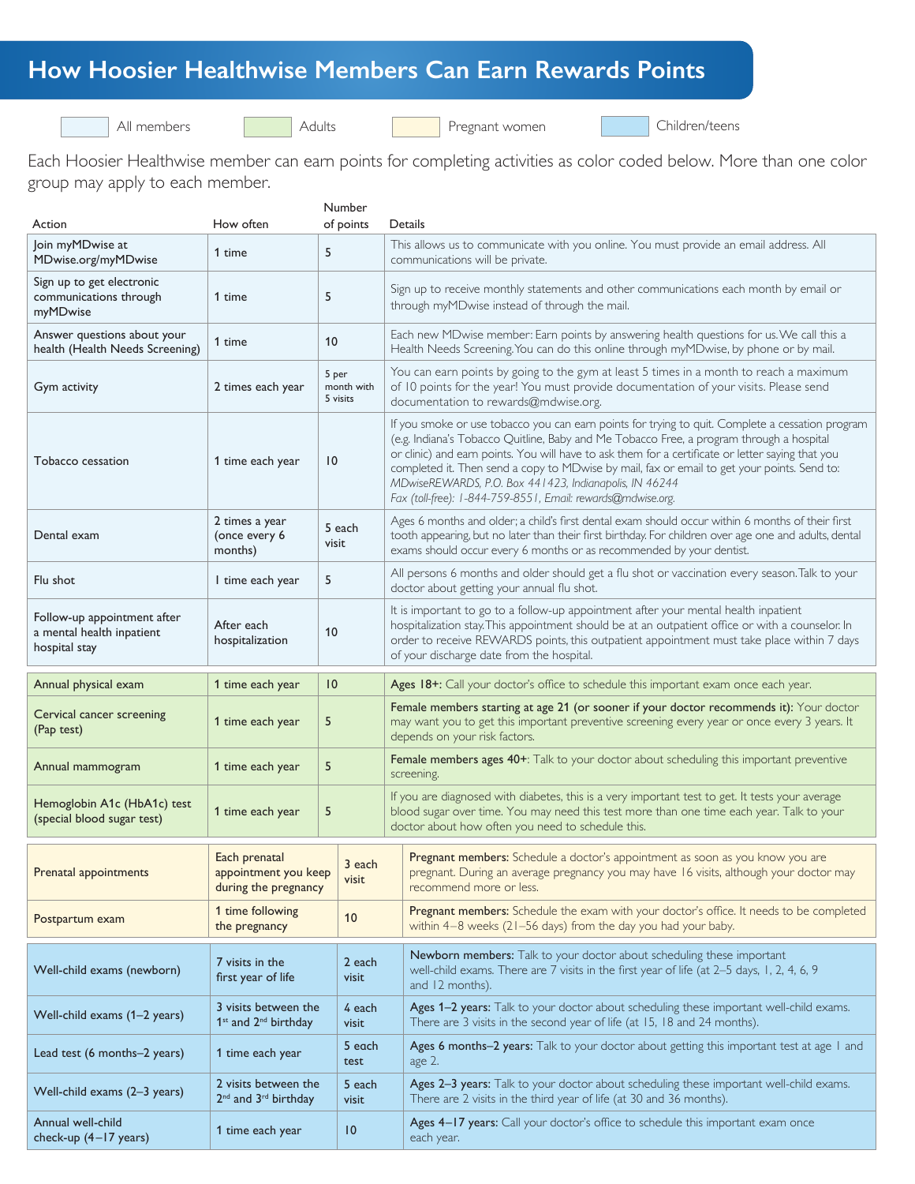# How Hoosier Healthwise Members Can Earn Rewards Points

All members | Adults | Pregnant women | Children/teens

Each Hoosier Healthwise member can earn points for completing activities as color coded below. More than one color group may apply to each member.

| Action | How often | Number of points | Details |
|---|---|---|---|
| Join myMDwise at MDwise.org/myMDwise | 1 time | 5 | This allows us to communicate with you online. You must provide an email address. All communications will be private. |
| Sign up to get electronic communications through myMDwise | 1 time | 5 | Sign up to receive monthly statements and other communications each month by email or through myMDwise instead of through the mail. |
| Answer questions about your health (Health Needs Screening) | 1 time | 10 | Each new MDwise member: Earn points by answering health questions for us. We call this a Health Needs Screening. You can do this online through myMDwise, by phone or by mail. |
| Gym activity | 2 times each year | 5 per month with 5 visits | You can earn points by going to the gym at least 5 times in a month to reach a maximum of 10 points for the year! You must provide documentation of your visits. Please send documentation to rewards@mdwise.org. |
| Tobacco cessation | 1 time each year | 10 | If you smoke or use tobacco you can earn points for trying to quit. Complete a cessation program (e.g. Indiana's Tobacco Quitline, Baby and Me Tobacco Free, a program through a hospital or clinic) and earn points. You will have to ask them for a certificate or letter saying that you completed it. Then send a copy to MDwise by mail, fax or email to get your points. Send to: *MDwiseREWARDS, P.O. Box 441423, Indianapolis, IN 46244* *Fax (toll-free): 1-844-759-8551, Email: rewards@mdwise.org.* |
| Dental exam | 2 times a year (once every 6 months) | 5 each visit | Ages 6 months and older; a child's first dental exam should occur within 6 months of their first tooth appearing, but no later than their first birthday. For children over age one and adults, dental exams should occur every 6 months or as recommended by your dentist. |
| Flu shot | 1 time each year | 5 | All persons 6 months and older should get a flu shot or vaccination every season. Talk to your doctor about getting your annual flu shot. |
| Follow-up appointment after a mental health inpatient hospital stay | After each hospitalization | 10 | It is important to go to a follow-up appointment after your mental health inpatient hospitalization stay. This appointment should be at an outpatient office or with a counselor. In order to receive REWARDS points, this outpatient appointment must take place within 7 days of your discharge date from the hospital. |
| Annual physical exam | 1 time each year | 10 | **Ages 18+:** Call your doctor's office to schedule this important exam once each year. |
| Cervical cancer screening (Pap test) | 1 time each year | 5 | **Female members starting at age 21 (or sooner if your doctor recommends it):** Your doctor may want you to get this important preventive screening every year or once every 3 years. It depends on your risk factors. |
| Annual mammogram | 1 time each year | 5 | **Female members ages 40+:** Talk to your doctor about scheduling this important preventive screening. |
| Hemoglobin A1c (HbA1c) test (special blood sugar test) | 1 time each year | 5 | If you are diagnosed with diabetes, this is a very important test to get. It tests your average blood sugar over time. You may need this test more than one time each year. Talk to your doctor about how often you need to schedule this. |
| Prenatal appointments | Each prenatal appointment you keep during the pregnancy | 3 each visit | **Pregnant members:** Schedule a doctor's appointment as soon as you know you are pregnant. During an average pregnancy you may have 16 visits, although your doctor may recommend more or less. |
| Postpartum exam | 1 time following the pregnancy | 10 | **Pregnant members:** Schedule the exam with your doctor's office. It needs to be completed within 4–8 weeks (21–56 days) from the day you had your baby. |
| Well-child exams (newborn) | 7 visits in the first year of life | 2 each visit | **Newborn members:** Talk to your doctor about scheduling these important well-child exams. There are 7 visits in the first year of life (at 2–5 days, 1, 2, 4, 6, 9 and 12 months). |
| Well-child exams (1–2 years) | 3 visits between the 1st and 2nd birthday | 4 each visit | **Ages 1–2 years:** Talk to your doctor about scheduling these important well-child exams. There are 3 visits in the second year of life (at 15, 18 and 24 months). |
| Lead test (6 months–2 years) | 1 time each year | 5 each test | **Ages 6 months–2 years:** Talk to your doctor about getting this important test at age 1 and age 2. |
| Well-child exams (2–3 years) | 2 visits between the 2nd and 3rd birthday | 5 each visit | **Ages 2–3 years:** Talk to your doctor about scheduling these important well-child exams. There are 2 visits in the third year of life (at 30 and 36 months). |
| Annual well-child check-up (4–17 years) | 1 time each year | 10 | **Ages 4–17 years:** Call your doctor's office to schedule this important exam once each year. |